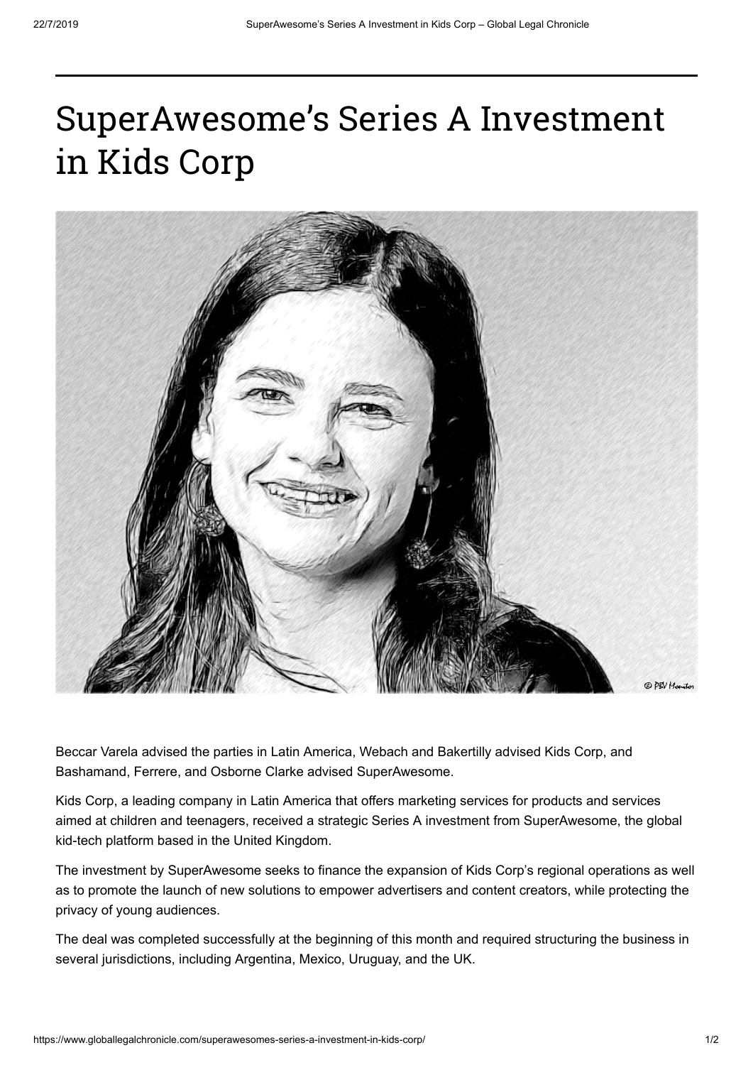# SuperAwesome's Series A Investment in Kids Corp

Beccar Varela advised the parties in Latin America, Webach and Bakertilly advised Kids Corp, and Bashamand, Ferrere, and Osborne Clarke advised SuperAwesome.

Kids Corp, a leading company in Latin America that offers marketing services for products and services aimed at children and teenagers, received a strategic Series A investment from SuperAwesome, the global kid-tech platform based in the United Kingdom.

The investment by SuperAwesome seeks to finance the expansion of Kids Corp's regional operations as well as to promote the launch of new solutions to empower advertisers and content creators, while protecting the privacy of young audiences.

The deal was completed successfully at the beginning of this month and required structuring the business in several jurisdictions, including Argentina, Mexico, Uruguay, and the UK.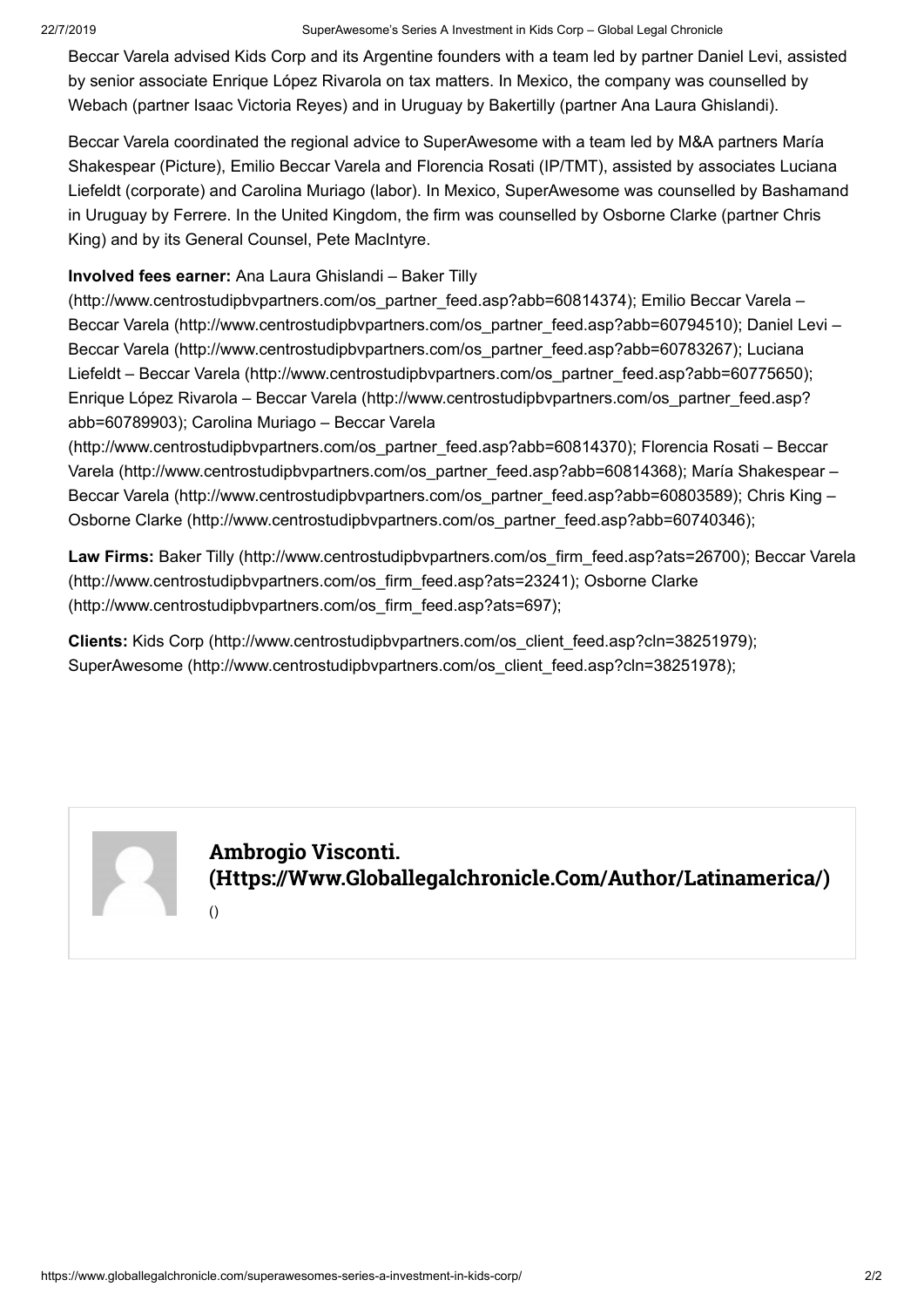Beccar Varela advised Kids Corp and its Argentine founders with a team led by partner Daniel Levi, assisted by senior associate Enrique López Rivarola on tax matters. In Mexico, the company was counselled by Webach (partner Isaac Victoria Reyes) and in Uruguay by Bakertilly (partner Ana Laura Ghislandi).

Beccar Varela coordinated the regional advice to SuperAwesome with a team led by M&A partners María Shakespear (Picture), Emilio Beccar Varela and Florencia Rosati (IP/TMT), assisted by associates Luciana Liefeldt (corporate) and Carolina Muriago (labor). In Mexico, SuperAwesome was counselled by Bashamand in Uruguay by Ferrere. In the United Kingdom, the firm was counselled by Osborne Clarke (partner Chris King) and by its General Counsel, Pete MacIntyre.

**Involved fees earner:** Ana Laura Ghislandi – Baker Tilly (http://www.centrostudipbvpartners.com/os_partner_feed.asp?abb=60814374); Emilio Beccar Varela – Beccar Varela (http://www.centrostudipbvpartners.com/os_partner_feed.asp?abb=60794510); Daniel Levi – Beccar Varela (http://www.centrostudipbvpartners.com/os_partner_feed.asp?abb=60783267); Luciana Liefeldt – Beccar Varela (http://www.centrostudipbvpartners.com/os_partner_feed.asp?abb=60775650); Enrique López Rivarola – Beccar Varela (http://www.centrostudipbvpartners.com/os_partner_feed.asp?abb=60789903); Carolina Muriago – Beccar Varela (http://www.centrostudipbvpartners.com/os_partner_feed.asp?abb=60814370); Florencia Rosati – Beccar Varela (http://www.centrostudipbvpartners.com/os_partner_feed.asp?abb=60814368); María Shakespear – Beccar Varela (http://www.centrostudipbvpartners.com/os_partner_feed.asp?abb=60803589); Chris King – Osborne Clarke (http://www.centrostudipbvpartners.com/os_partner_feed.asp?abb=60740346);

**Law Firms:** Baker Tilly (http://www.centrostudipbvpartners.com/os_firm_feed.asp?ats=26700); Beccar Varela (http://www.centrostudipbvpartners.com/os_firm_feed.asp?ats=23241); Osborne Clarke (http://www.centrostudipbvpartners.com/os_firm_feed.asp?ats=697);

**Clients:** Kids Corp (http://www.centrostudipbvpartners.com/os_client_feed.asp?cln=38251979); SuperAwesome (http://www.centrostudipbvpartners.com/os_client_feed.asp?cln=38251978);

**Ambrogio Visconti. (Https://Www.Globallegalchronicle.Com/Author/Latinamerica/)**

()